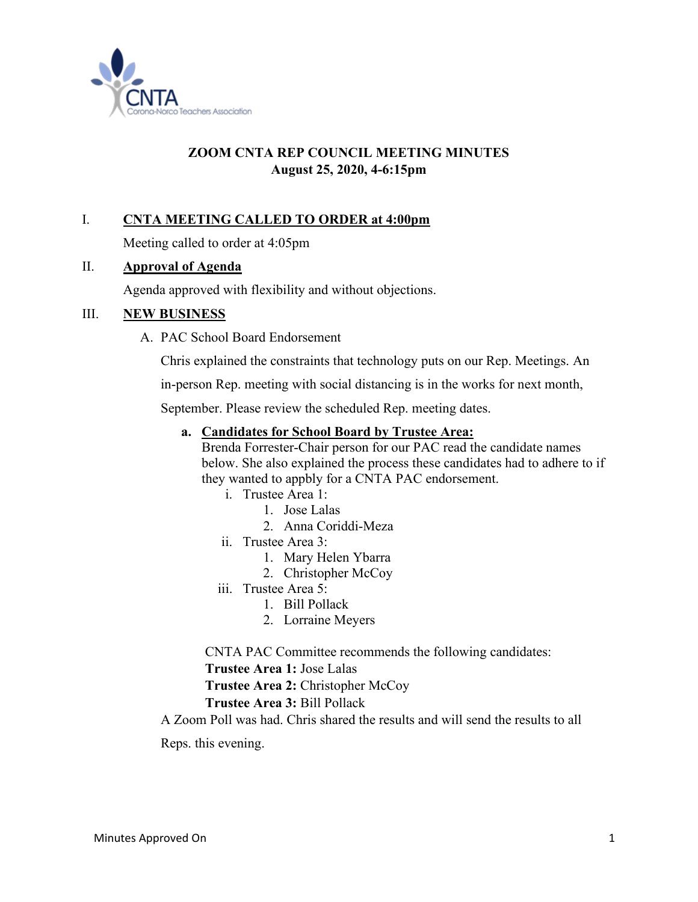## ZOOM CNTA REP COUNCIL MEETING MINUTES
**August 25, 2020, 4-6:15pm**

I. **CNTA MEETING CALLED TO ORDER at 4:00pm**

Meeting called to order at 4:05pm

II. **Approval of Agenda**

Agenda approved with flexibility and without objections.

III. **NEW BUSINESS**

A. PAC School Board Endorsement

Chris explained the constraints that technology puts on our Rep. Meetings. An in-person Rep. meeting with social distancing is in the works for next month, September. Please review the scheduled Rep. meeting dates.

**a. Candidates for School Board by Trustee Area:**

Brenda Forrester-Chair person for our PAC read the candidate names below. She also explained the process these candidates had to adhere to if they wanted to appbly for a CNTA PAC endorsement.

i. Trustee Area 1:
   1. Jose Lalas
   2. Anna Coriddi-Meza

ii. Trustee Area 3:
   1. Mary Helen Ybarra
   2. Christopher McCoy

iii. Trustee Area 5:
   1. Bill Pollack
   2. Lorraine Meyers

CNTA PAC Committee recommends the following candidates:
**Trustee Area 1:** Jose Lalas
**Trustee Area 2:** Christopher McCoy
**Trustee Area 3:** Bill Pollack

A Zoom Poll was had. Chris shared the results and will send the results to all Reps. this evening.

Minutes Approved On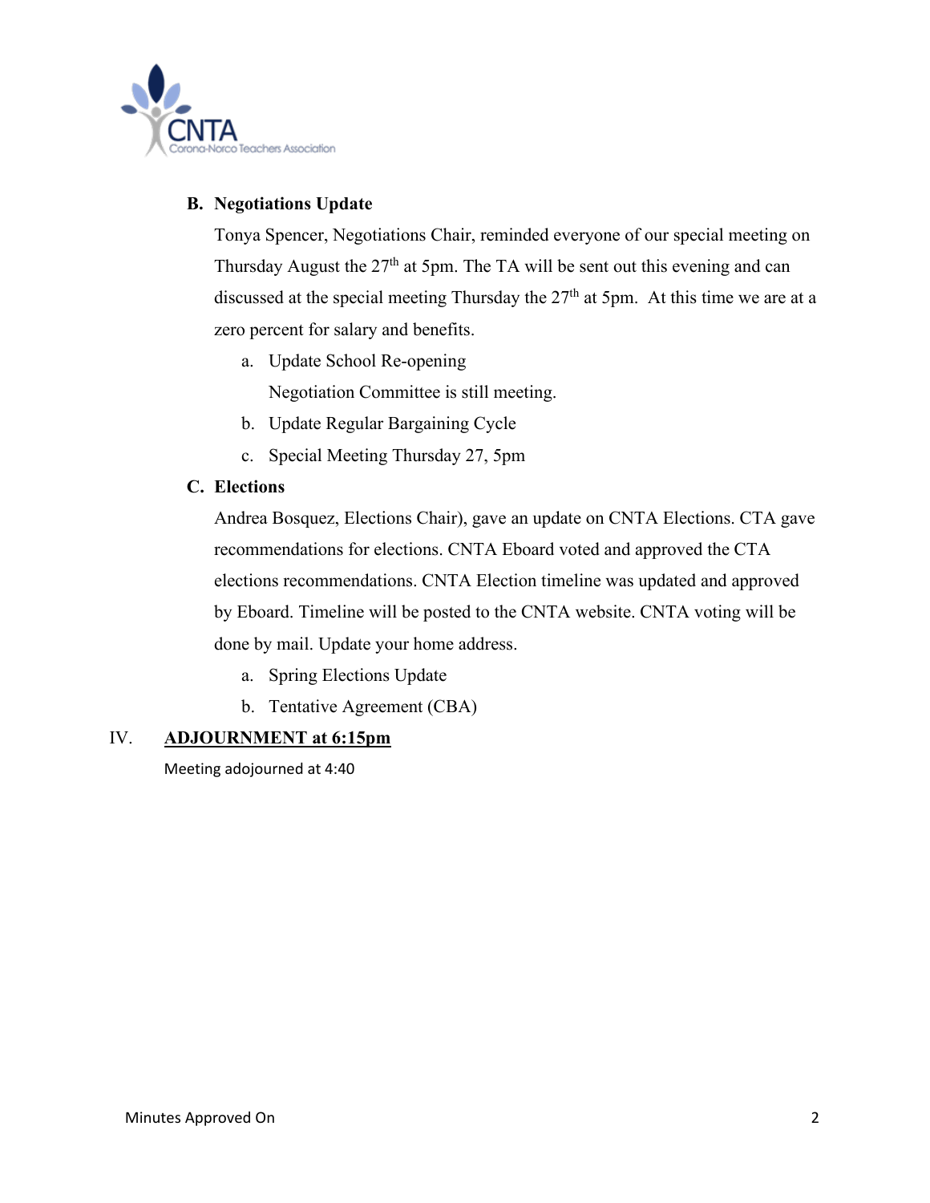**B. Negotiations Update**

Tonya Spencer, Negotiations Chair, reminded everyone of our special meeting on Thursday August the 27th at 5pm. The TA will be sent out this evening and can discussed at the special meeting Thursday the 27th at 5pm. At this time we are at a zero percent for salary and benefits.

a. Update School Re-opening
   Negotiation Committee is still meeting.
b. Update Regular Bargaining Cycle
c. Special Meeting Thursday 27, 5pm

**C. Elections**

Andrea Bosquez, Elections Chair), gave an update on CNTA Elections. CTA gave recommendations for elections. CNTA Eboard voted and approved the CTA elections recommendations. CNTA Election timeline was updated and approved by Eboard. Timeline will be posted to the CNTA website. CNTA voting will be done by mail. Update your home address.

a. Spring Elections Update
b. Tentative Agreement (CBA)

IV. **ADJOURNMENT at 6:15pm**

Meeting adojourned at 4:40

Minutes Approved On